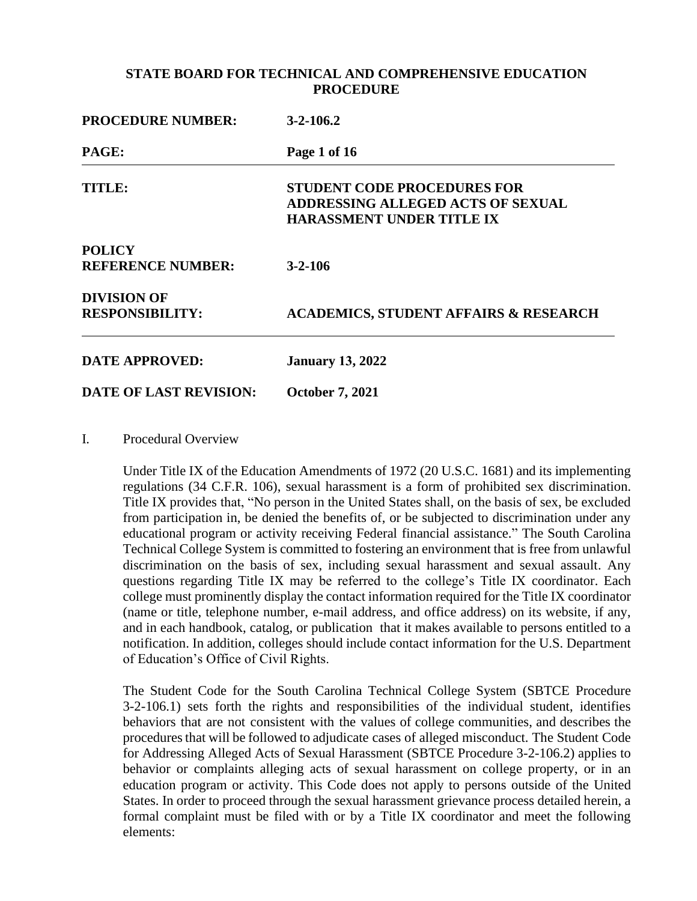**STATE BOARD FOR TECHNICAL AND COMPREHENSIVE EDUCATION PROCEDURE**

| | |
|---|---|
| **PROCEDURE NUMBER:** | **3-2-106.2** |
| **PAGE:** | **Page 1 of 16** |
| **TITLE:** | **STUDENT CODE PROCEDURES FOR ADDRESSING ALLEGED ACTS OF SEXUAL HARASSMENT UNDER TITLE IX** |
| **POLICY REFERENCE NUMBER:** | **3-2-106** |
| **DIVISION OF RESPONSIBILITY:** | **ACADEMICS, STUDENT AFFAIRS & RESEARCH** |
| **DATE APPROVED:** | **January 13, 2022** |
| **DATE OF LAST REVISION:** | **October 7, 2021** |

## I. Procedural Overview

Under Title IX of the Education Amendments of 1972 (20 U.S.C. 1681) and its implementing regulations (34 C.F.R. 106), sexual harassment is a form of prohibited sex discrimination. Title IX provides that, "No person in the United States shall, on the basis of sex, be excluded from participation in, be denied the benefits of, or be subjected to discrimination under any educational program or activity receiving Federal financial assistance." The South Carolina Technical College System is committed to fostering an environment that is free from unlawful discrimination on the basis of sex, including sexual harassment and sexual assault. Any questions regarding Title IX may be referred to the college's Title IX coordinator. Each college must prominently display the contact information required for the Title IX coordinator (name or title, telephone number, e-mail address, and office address) on its website, if any, and in each handbook, catalog, or publication that it makes available to persons entitled to a notification. In addition, colleges should include contact information for the U.S. Department of Education's Office of Civil Rights.

The Student Code for the South Carolina Technical College System (SBTCE Procedure 3-2-106.1) sets forth the rights and responsibilities of the individual student, identifies behaviors that are not consistent with the values of college communities, and describes the procedures that will be followed to adjudicate cases of alleged misconduct. The Student Code for Addressing Alleged Acts of Sexual Harassment (SBTCE Procedure 3-2-106.2) applies to behavior or complaints alleging acts of sexual harassment on college property, or in an education program or activity. This Code does not apply to persons outside of the United States. In order to proceed through the sexual harassment grievance process detailed herein, a formal complaint must be filed with or by a Title IX coordinator and meet the following elements: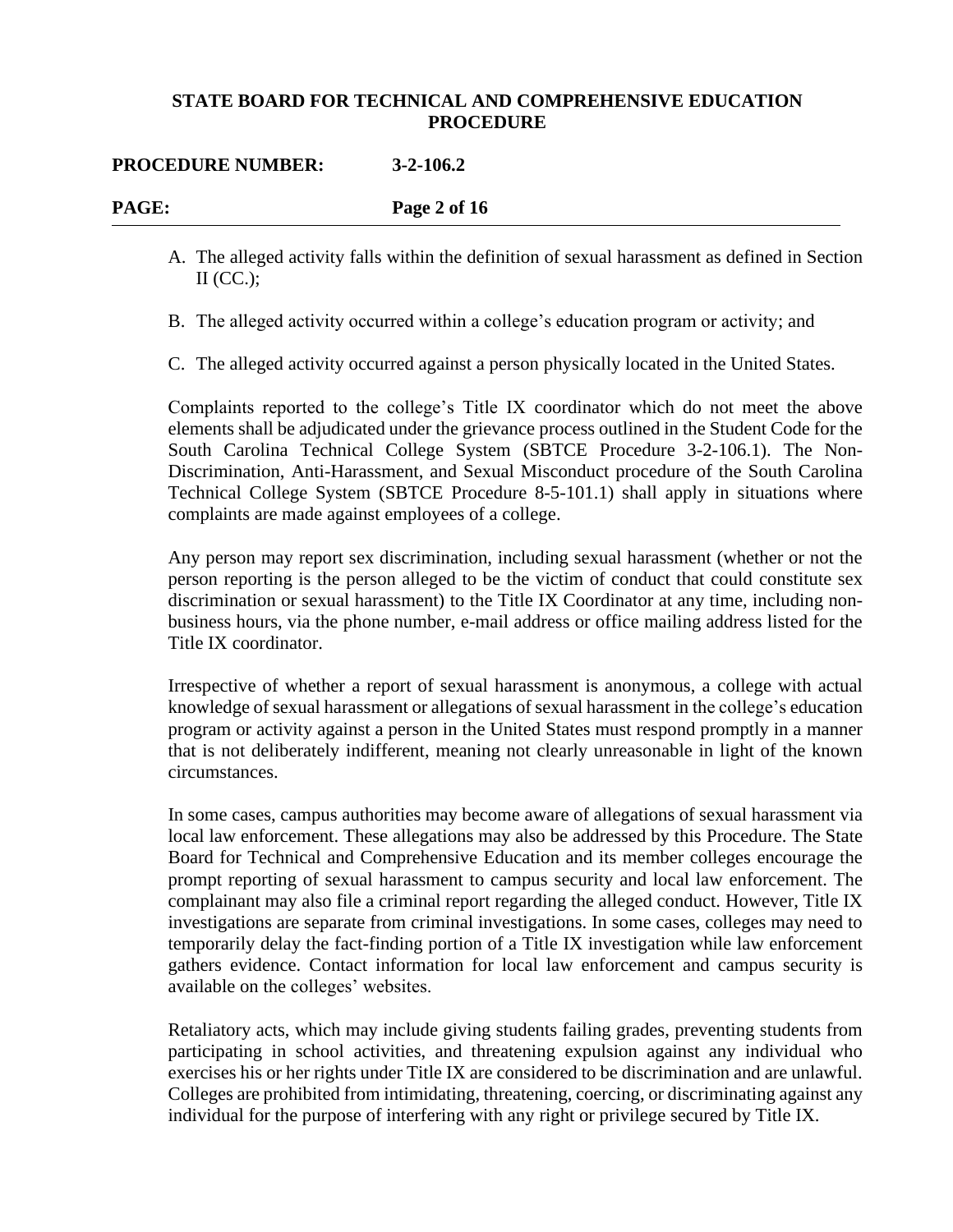A. The alleged activity falls within the definition of sexual harassment as defined in Section II (CC.);

B. The alleged activity occurred within a college's education program or activity; and

C. The alleged activity occurred against a person physically located in the United States.

Complaints reported to the college's Title IX coordinator which do not meet the above elements shall be adjudicated under the grievance process outlined in the Student Code for the South Carolina Technical College System (SBTCE Procedure 3-2-106.1). The Non-Discrimination, Anti-Harassment, and Sexual Misconduct procedure of the South Carolina Technical College System (SBTCE Procedure 8-5-101.1) shall apply in situations where complaints are made against employees of a college.

Any person may report sex discrimination, including sexual harassment (whether or not the person reporting is the person alleged to be the victim of conduct that could constitute sex discrimination or sexual harassment) to the Title IX Coordinator at any time, including non-business hours, via the phone number, e-mail address or office mailing address listed for the Title IX coordinator.

Irrespective of whether a report of sexual harassment is anonymous, a college with actual knowledge of sexual harassment or allegations of sexual harassment in the college's education program or activity against a person in the United States must respond promptly in a manner that is not deliberately indifferent, meaning not clearly unreasonable in light of the known circumstances.

In some cases, campus authorities may become aware of allegations of sexual harassment via local law enforcement. These allegations may also be addressed by this Procedure. The State Board for Technical and Comprehensive Education and its member colleges encourage the prompt reporting of sexual harassment to campus security and local law enforcement. The complainant may also file a criminal report regarding the alleged conduct. However, Title IX investigations are separate from criminal investigations. In some cases, colleges may need to temporarily delay the fact-finding portion of a Title IX investigation while law enforcement gathers evidence. Contact information for local law enforcement and campus security is available on the colleges' websites.

Retaliatory acts, which may include giving students failing grades, preventing students from participating in school activities, and threatening expulsion against any individual who exercises his or her rights under Title IX are considered to be discrimination and are unlawful. Colleges are prohibited from intimidating, threatening, coercing, or discriminating against any individual for the purpose of interfering with any right or privilege secured by Title IX.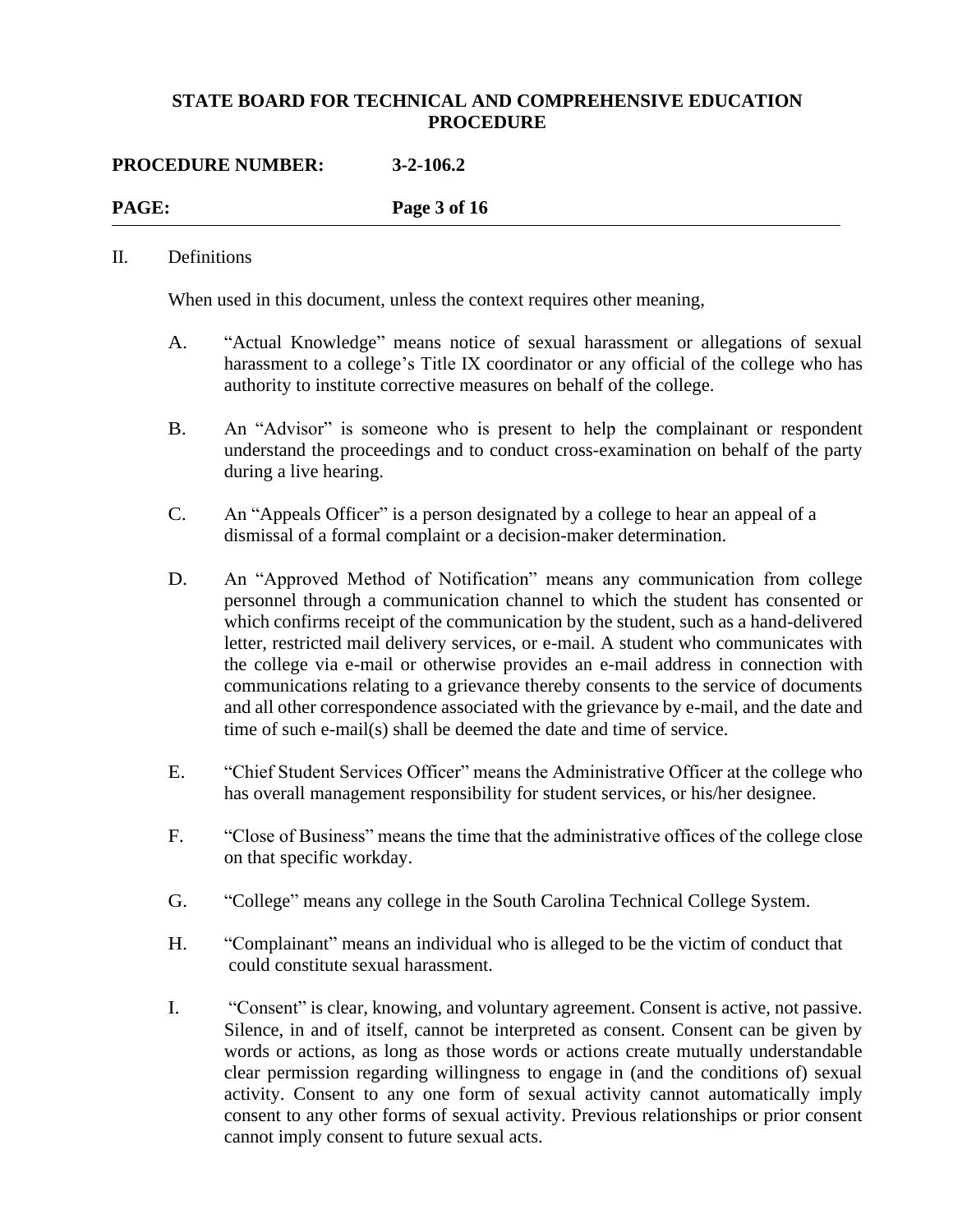## II. Definitions

When used in this document, unless the context requires other meaning,

A. "Actual Knowledge" means notice of sexual harassment or allegations of sexual harassment to a college's Title IX coordinator or any official of the college who has authority to institute corrective measures on behalf of the college.

B. An "Advisor" is someone who is present to help the complainant or respondent understand the proceedings and to conduct cross-examination on behalf of the party during a live hearing.

C. An "Appeals Officer" is a person designated by a college to hear an appeal of a dismissal of a formal complaint or a decision-maker determination.

D. An "Approved Method of Notification" means any communication from college personnel through a communication channel to which the student has consented or which confirms receipt of the communication by the student, such as a hand-delivered letter, restricted mail delivery services, or e-mail. A student who communicates with the college via e-mail or otherwise provides an e-mail address in connection with communications relating to a grievance thereby consents to the service of documents and all other correspondence associated with the grievance by e-mail, and the date and time of such e-mail(s) shall be deemed the date and time of service.

E. "Chief Student Services Officer" means the Administrative Officer at the college who has overall management responsibility for student services, or his/her designee.

F. "Close of Business" means the time that the administrative offices of the college close on that specific workday.

G. "College" means any college in the South Carolina Technical College System.

H. "Complainant" means an individual who is alleged to be the victim of conduct that could constitute sexual harassment.

I. "Consent" is clear, knowing, and voluntary agreement. Consent is active, not passive. Silence, in and of itself, cannot be interpreted as consent. Consent can be given by words or actions, as long as those words or actions create mutually understandable clear permission regarding willingness to engage in (and the conditions of) sexual activity. Consent to any one form of sexual activity cannot automatically imply consent to any other forms of sexual activity. Previous relationships or prior consent cannot imply consent to future sexual acts.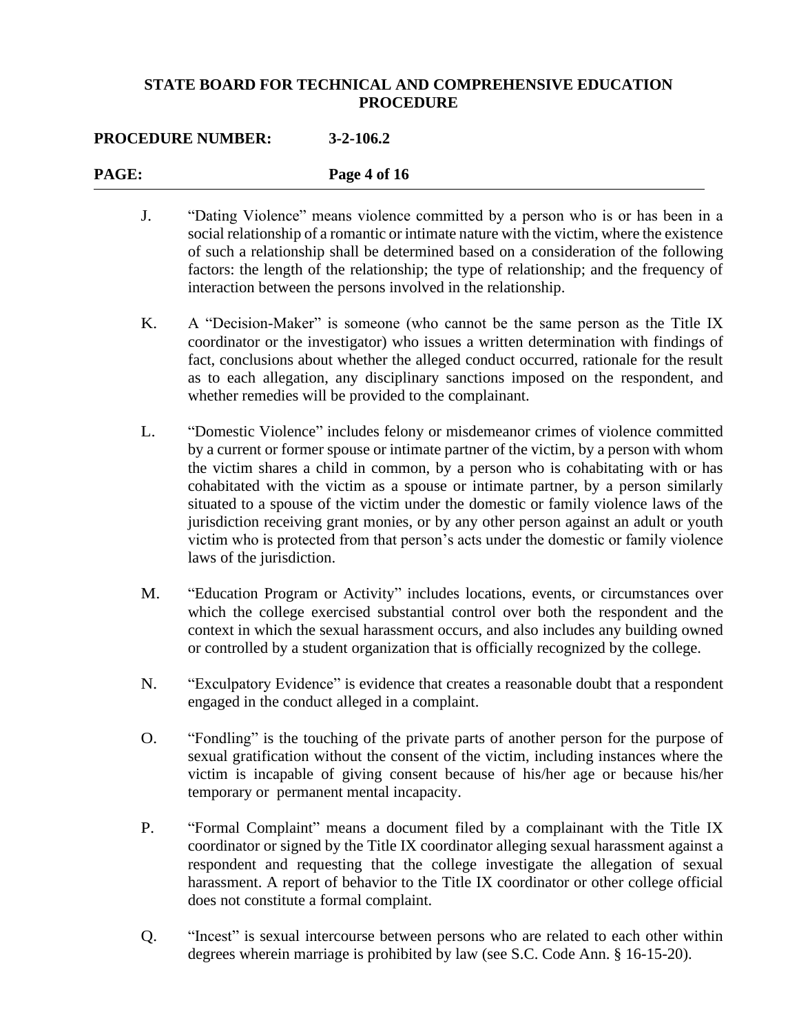J. "Dating Violence" means violence committed by a person who is or has been in a social relationship of a romantic or intimate nature with the victim, where the existence of such a relationship shall be determined based on a consideration of the following factors: the length of the relationship; the type of relationship; and the frequency of interaction between the persons involved in the relationship.

K. A "Decision-Maker" is someone (who cannot be the same person as the Title IX coordinator or the investigator) who issues a written determination with findings of fact, conclusions about whether the alleged conduct occurred, rationale for the result as to each allegation, any disciplinary sanctions imposed on the respondent, and whether remedies will be provided to the complainant.

L. "Domestic Violence" includes felony or misdemeanor crimes of violence committed by a current or former spouse or intimate partner of the victim, by a person with whom the victim shares a child in common, by a person who is cohabitating with or has cohabitated with the victim as a spouse or intimate partner, by a person similarly situated to a spouse of the victim under the domestic or family violence laws of the jurisdiction receiving grant monies, or by any other person against an adult or youth victim who is protected from that person's acts under the domestic or family violence laws of the jurisdiction.

M. "Education Program or Activity" includes locations, events, or circumstances over which the college exercised substantial control over both the respondent and the context in which the sexual harassment occurs, and also includes any building owned or controlled by a student organization that is officially recognized by the college.

N. "Exculpatory Evidence" is evidence that creates a reasonable doubt that a respondent engaged in the conduct alleged in a complaint.

O. "Fondling" is the touching of the private parts of another person for the purpose of sexual gratification without the consent of the victim, including instances where the victim is incapable of giving consent because of his/her age or because his/her temporary or permanent mental incapacity.

P. "Formal Complaint" means a document filed by a complainant with the Title IX coordinator or signed by the Title IX coordinator alleging sexual harassment against a respondent and requesting that the college investigate the allegation of sexual harassment. A report of behavior to the Title IX coordinator or other college official does not constitute a formal complaint.

Q. "Incest" is sexual intercourse between persons who are related to each other within degrees wherein marriage is prohibited by law (see S.C. Code Ann. § 16-15-20).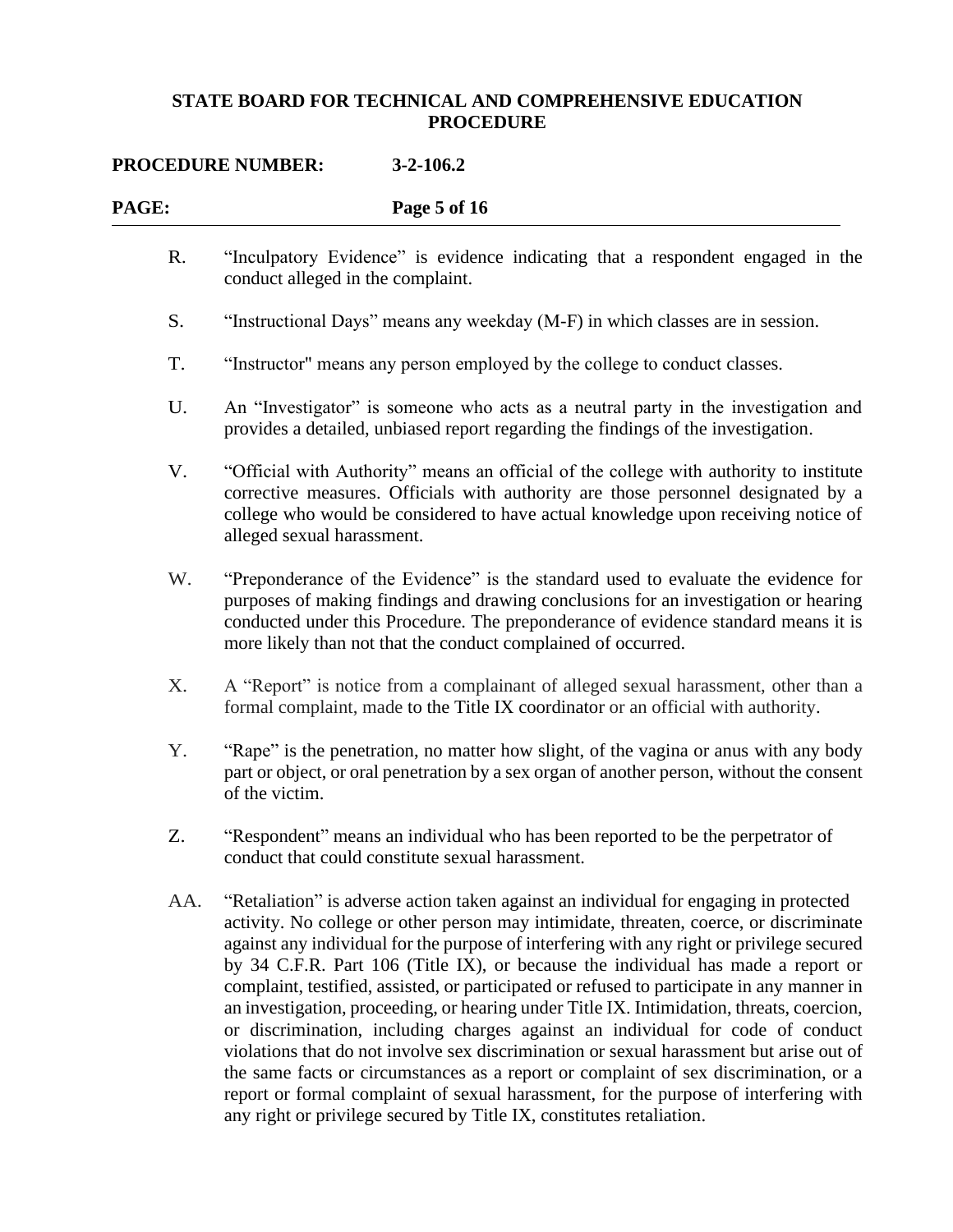R. "Inculpatory Evidence" is evidence indicating that a respondent engaged in the conduct alleged in the complaint.

S. "Instructional Days" means any weekday (M-F) in which classes are in session.

T. "Instructor" means any person employed by the college to conduct classes.

U. An "Investigator" is someone who acts as a neutral party in the investigation and provides a detailed, unbiased report regarding the findings of the investigation.

V. "Official with Authority" means an official of the college with authority to institute corrective measures. Officials with authority are those personnel designated by a college who would be considered to have actual knowledge upon receiving notice of alleged sexual harassment.

W. "Preponderance of the Evidence" is the standard used to evaluate the evidence for purposes of making findings and drawing conclusions for an investigation or hearing conducted under this Procedure. The preponderance of evidence standard means it is more likely than not that the conduct complained of occurred.

X. A "Report" is notice from a complainant of alleged sexual harassment, other than a formal complaint, made to the Title IX coordinator or an official with authority.

Y. "Rape" is the penetration, no matter how slight, of the vagina or anus with any body part or object, or oral penetration by a sex organ of another person, without the consent of the victim.

Z. "Respondent" means an individual who has been reported to be the perpetrator of conduct that could constitute sexual harassment.

AA. "Retaliation" is adverse action taken against an individual for engaging in protected activity. No college or other person may intimidate, threaten, coerce, or discriminate against any individual for the purpose of interfering with any right or privilege secured by 34 C.F.R. Part 106 (Title IX), or because the individual has made a report or complaint, testified, assisted, or participated or refused to participate in any manner in an investigation, proceeding, or hearing under Title IX. Intimidation, threats, coercion, or discrimination, including charges against an individual for code of conduct violations that do not involve sex discrimination or sexual harassment but arise out of the same facts or circumstances as a report or complaint of sex discrimination, or a report or formal complaint of sexual harassment, for the purpose of interfering with any right or privilege secured by Title IX, constitutes retaliation.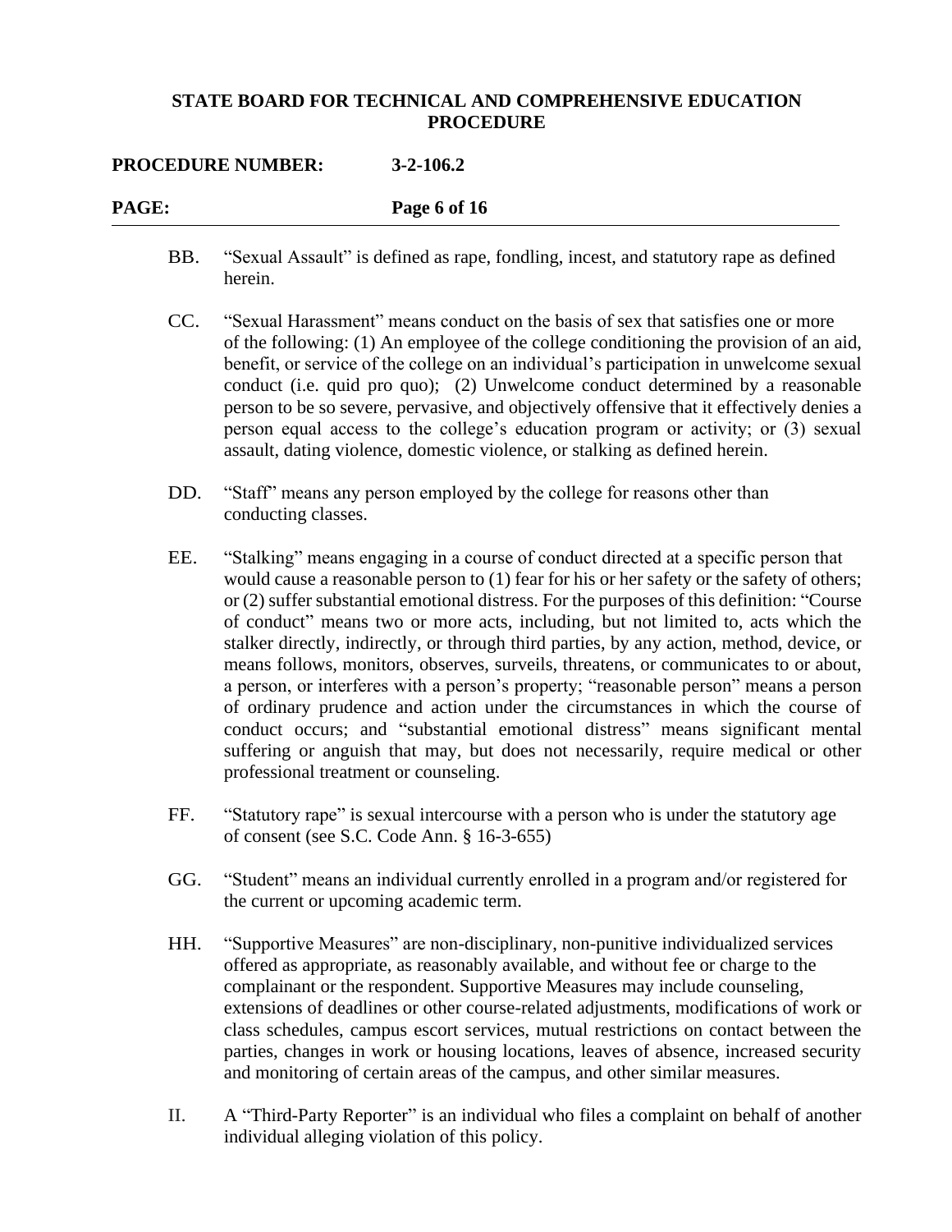BB. "Sexual Assault" is defined as rape, fondling, incest, and statutory rape as defined herein.

CC. "Sexual Harassment" means conduct on the basis of sex that satisfies one or more of the following: (1) An employee of the college conditioning the provision of an aid, benefit, or service of the college on an individual's participation in unwelcome sexual conduct (i.e. quid pro quo); (2) Unwelcome conduct determined by a reasonable person to be so severe, pervasive, and objectively offensive that it effectively denies a person equal access to the college's education program or activity; or (3) sexual assault, dating violence, domestic violence, or stalking as defined herein.

DD. "Staff" means any person employed by the college for reasons other than conducting classes.

EE. "Stalking" means engaging in a course of conduct directed at a specific person that would cause a reasonable person to (1) fear for his or her safety or the safety of others; or (2) suffer substantial emotional distress. For the purposes of this definition: "Course of conduct" means two or more acts, including, but not limited to, acts which the stalker directly, indirectly, or through third parties, by any action, method, device, or means follows, monitors, observes, surveils, threatens, or communicates to or about, a person, or interferes with a person's property; "reasonable person" means a person of ordinary prudence and action under the circumstances in which the course of conduct occurs; and "substantial emotional distress" means significant mental suffering or anguish that may, but does not necessarily, require medical or other professional treatment or counseling.

FF. "Statutory rape" is sexual intercourse with a person who is under the statutory age of consent (see S.C. Code Ann. § 16-3-655)

GG. "Student" means an individual currently enrolled in a program and/or registered for the current or upcoming academic term.

HH. "Supportive Measures" are non-disciplinary, non-punitive individualized services offered as appropriate, as reasonably available, and without fee or charge to the complainant or the respondent. Supportive Measures may include counseling, extensions of deadlines or other course-related adjustments, modifications of work or class schedules, campus escort services, mutual restrictions on contact between the parties, changes in work or housing locations, leaves of absence, increased security and monitoring of certain areas of the campus, and other similar measures.

II. A "Third-Party Reporter" is an individual who files a complaint on behalf of another individual alleging violation of this policy.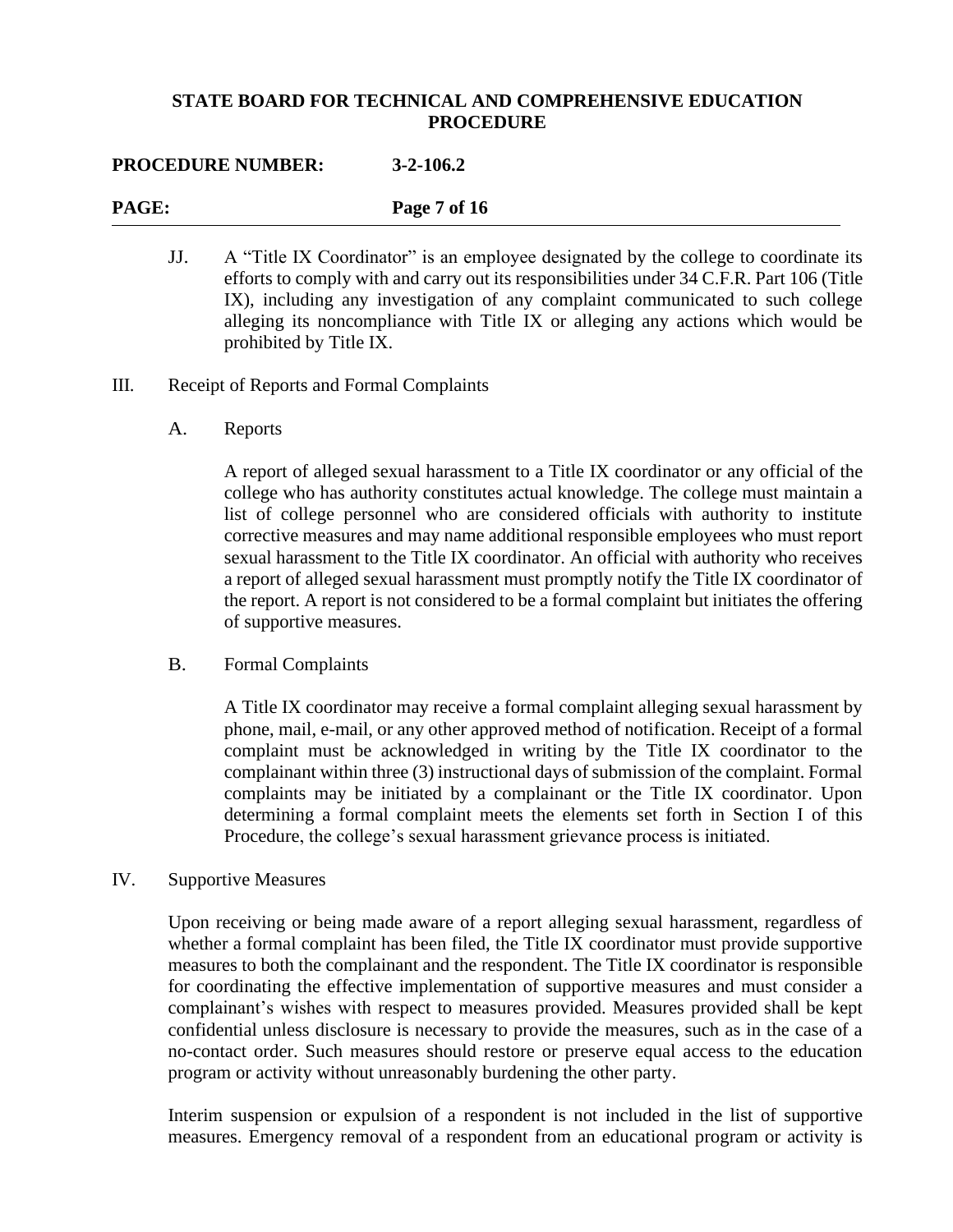JJ. A "Title IX Coordinator" is an employee designated by the college to coordinate its efforts to comply with and carry out its responsibilities under 34 C.F.R. Part 106 (Title IX), including any investigation of any complaint communicated to such college alleging its noncompliance with Title IX or alleging any actions which would be prohibited by Title IX.

III. Receipt of Reports and Formal Complaints

A. Reports

A report of alleged sexual harassment to a Title IX coordinator or any official of the college who has authority constitutes actual knowledge. The college must maintain a list of college personnel who are considered officials with authority to institute corrective measures and may name additional responsible employees who must report sexual harassment to the Title IX coordinator. An official with authority who receives a report of alleged sexual harassment must promptly notify the Title IX coordinator of the report. A report is not considered to be a formal complaint but initiates the offering of supportive measures.

B. Formal Complaints

A Title IX coordinator may receive a formal complaint alleging sexual harassment by phone, mail, e-mail, or any other approved method of notification. Receipt of a formal complaint must be acknowledged in writing by the Title IX coordinator to the complainant within three (3) instructional days of submission of the complaint. Formal complaints may be initiated by a complainant or the Title IX coordinator. Upon determining a formal complaint meets the elements set forth in Section I of this Procedure, the college's sexual harassment grievance process is initiated.

IV. Supportive Measures

Upon receiving or being made aware of a report alleging sexual harassment, regardless of whether a formal complaint has been filed, the Title IX coordinator must provide supportive measures to both the complainant and the respondent. The Title IX coordinator is responsible for coordinating the effective implementation of supportive measures and must consider a complainant's wishes with respect to measures provided. Measures provided shall be kept confidential unless disclosure is necessary to provide the measures, such as in the case of a no-contact order. Such measures should restore or preserve equal access to the education program or activity without unreasonably burdening the other party.

Interim suspension or expulsion of a respondent is not included in the list of supportive measures. Emergency removal of a respondent from an educational program or activity is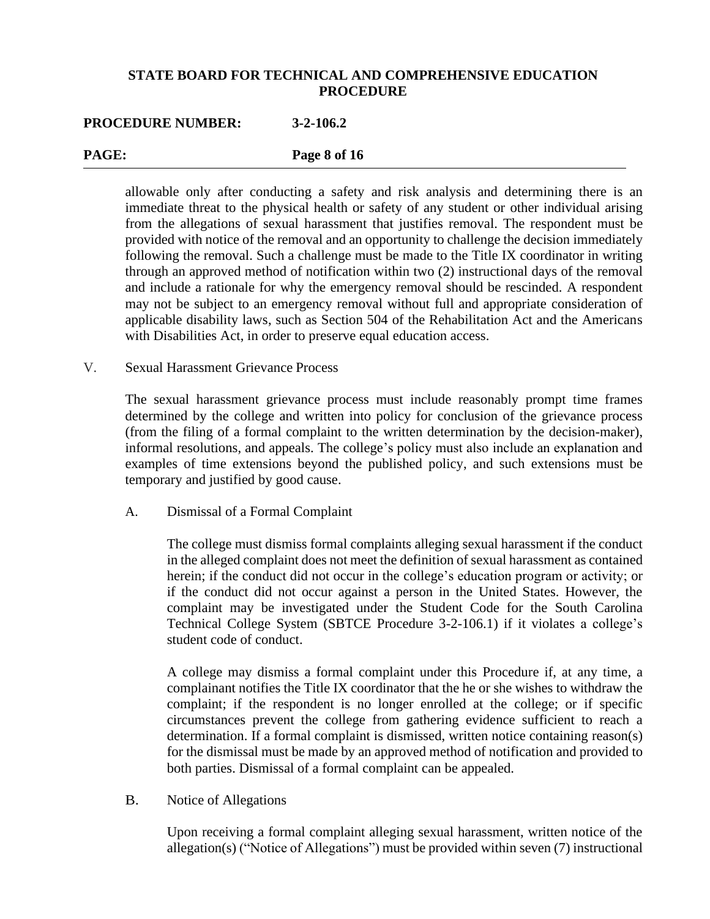allowable only after conducting a safety and risk analysis and determining there is an immediate threat to the physical health or safety of any student or other individual arising from the allegations of sexual harassment that justifies removal. The respondent must be provided with notice of the removal and an opportunity to challenge the decision immediately following the removal. Such a challenge must be made to the Title IX coordinator in writing through an approved method of notification within two (2) instructional days of the removal and include a rationale for why the emergency removal should be rescinded. A respondent may not be subject to an emergency removal without full and appropriate consideration of applicable disability laws, such as Section 504 of the Rehabilitation Act and the Americans with Disabilities Act, in order to preserve equal education access.

## V. Sexual Harassment Grievance Process

The sexual harassment grievance process must include reasonably prompt time frames determined by the college and written into policy for conclusion of the grievance process (from the filing of a formal complaint to the written determination by the decision-maker), informal resolutions, and appeals. The college's policy must also include an explanation and examples of time extensions beyond the published policy, and such extensions must be temporary and justified by good cause.

### A. Dismissal of a Formal Complaint

The college must dismiss formal complaints alleging sexual harassment if the conduct in the alleged complaint does not meet the definition of sexual harassment as contained herein; if the conduct did not occur in the college's education program or activity; or if the conduct did not occur against a person in the United States. However, the complaint may be investigated under the Student Code for the South Carolina Technical College System (SBTCE Procedure 3-2-106.1) if it violates a college's student code of conduct.

A college may dismiss a formal complaint under this Procedure if, at any time, a complainant notifies the Title IX coordinator that the he or she wishes to withdraw the complaint; if the respondent is no longer enrolled at the college; or if specific circumstances prevent the college from gathering evidence sufficient to reach a determination. If a formal complaint is dismissed, written notice containing reason(s) for the dismissal must be made by an approved method of notification and provided to both parties. Dismissal of a formal complaint can be appealed.

### B. Notice of Allegations

Upon receiving a formal complaint alleging sexual harassment, written notice of the allegation(s) ("Notice of Allegations") must be provided within seven (7) instructional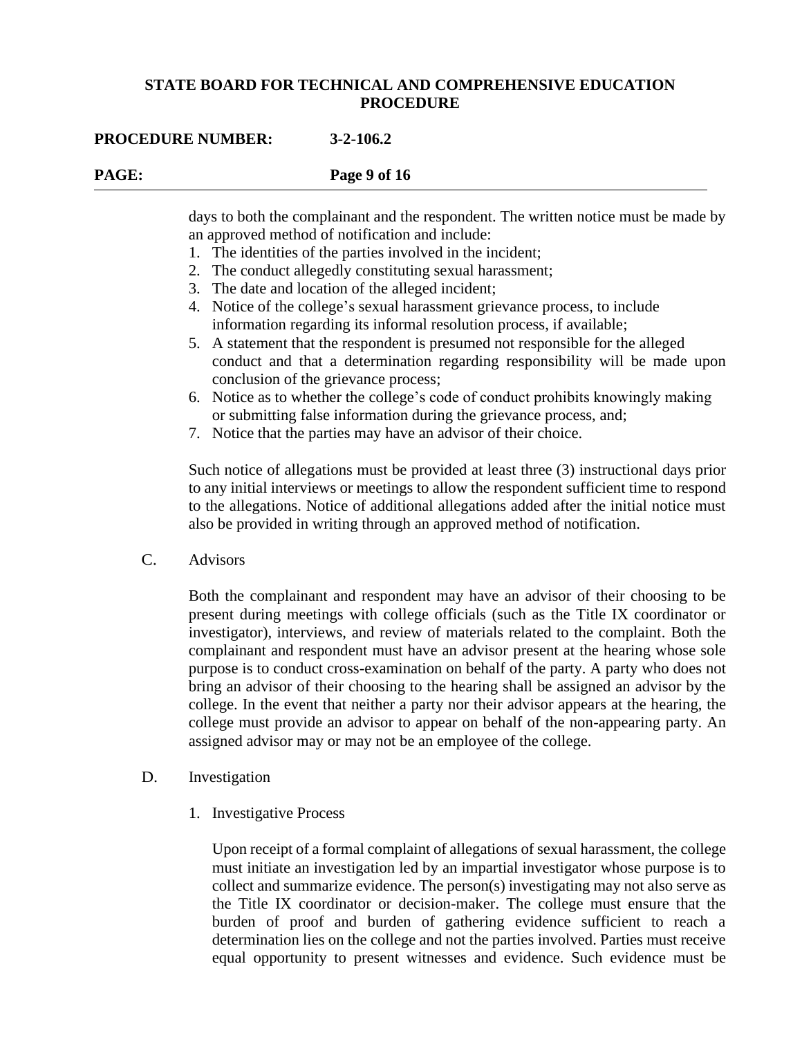days to both the complainant and the respondent. The written notice must be made by an approved method of notification and include:

1. The identities of the parties involved in the incident;
2. The conduct allegedly constituting sexual harassment;
3. The date and location of the alleged incident;
4. Notice of the college's sexual harassment grievance process, to include information regarding its informal resolution process, if available;
5. A statement that the respondent is presumed not responsible for the alleged conduct and that a determination regarding responsibility will be made upon conclusion of the grievance process;
6. Notice as to whether the college's code of conduct prohibits knowingly making or submitting false information during the grievance process, and;
7. Notice that the parties may have an advisor of their choice.

Such notice of allegations must be provided at least three (3) instructional days prior to any initial interviews or meetings to allow the respondent sufficient time to respond to the allegations. Notice of additional allegations added after the initial notice must also be provided in writing through an approved method of notification.

C. Advisors

Both the complainant and respondent may have an advisor of their choosing to be present during meetings with college officials (such as the Title IX coordinator or investigator), interviews, and review of materials related to the complaint. Both the complainant and respondent must have an advisor present at the hearing whose sole purpose is to conduct cross-examination on behalf of the party. A party who does not bring an advisor of their choosing to the hearing shall be assigned an advisor by the college. In the event that neither a party nor their advisor appears at the hearing, the college must provide an advisor to appear on behalf of the non-appearing party. An assigned advisor may or may not be an employee of the college.

D. Investigation

1. Investigative Process

Upon receipt of a formal complaint of allegations of sexual harassment, the college must initiate an investigation led by an impartial investigator whose purpose is to collect and summarize evidence. The person(s) investigating may not also serve as the Title IX coordinator or decision-maker. The college must ensure that the burden of proof and burden of gathering evidence sufficient to reach a determination lies on the college and not the parties involved. Parties must receive equal opportunity to present witnesses and evidence. Such evidence must be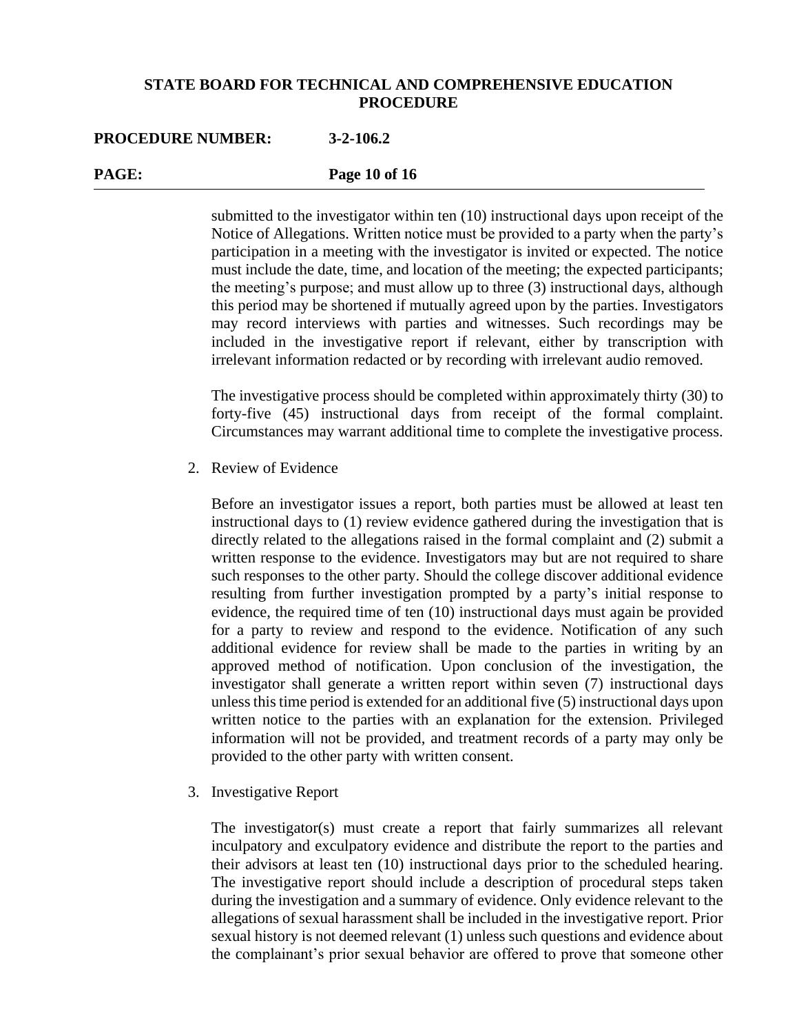submitted to the investigator within ten (10) instructional days upon receipt of the Notice of Allegations. Written notice must be provided to a party when the party's participation in a meeting with the investigator is invited or expected. The notice must include the date, time, and location of the meeting; the expected participants; the meeting's purpose; and must allow up to three (3) instructional days, although this period may be shortened if mutually agreed upon by the parties. Investigators may record interviews with parties and witnesses. Such recordings may be included in the investigative report if relevant, either by transcription with irrelevant information redacted or by recording with irrelevant audio removed.

The investigative process should be completed within approximately thirty (30) to forty-five (45) instructional days from receipt of the formal complaint. Circumstances may warrant additional time to complete the investigative process.

2. Review of Evidence

   Before an investigator issues a report, both parties must be allowed at least ten instructional days to (1) review evidence gathered during the investigation that is directly related to the allegations raised in the formal complaint and (2) submit a written response to the evidence. Investigators may but are not required to share such responses to the other party. Should the college discover additional evidence resulting from further investigation prompted by a party's initial response to evidence, the required time of ten (10) instructional days must again be provided for a party to review and respond to the evidence. Notification of any such additional evidence for review shall be made to the parties in writing by an approved method of notification. Upon conclusion of the investigation, the investigator shall generate a written report within seven (7) instructional days unless this time period is extended for an additional five (5) instructional days upon written notice to the parties with an explanation for the extension. Privileged information will not be provided, and treatment records of a party may only be provided to the other party with written consent.

3. Investigative Report

   The investigator(s) must create a report that fairly summarizes all relevant inculpatory and exculpatory evidence and distribute the report to the parties and their advisors at least ten (10) instructional days prior to the scheduled hearing. The investigative report should include a description of procedural steps taken during the investigation and a summary of evidence. Only evidence relevant to the allegations of sexual harassment shall be included in the investigative report. Prior sexual history is not deemed relevant (1) unless such questions and evidence about the complainant's prior sexual behavior are offered to prove that someone other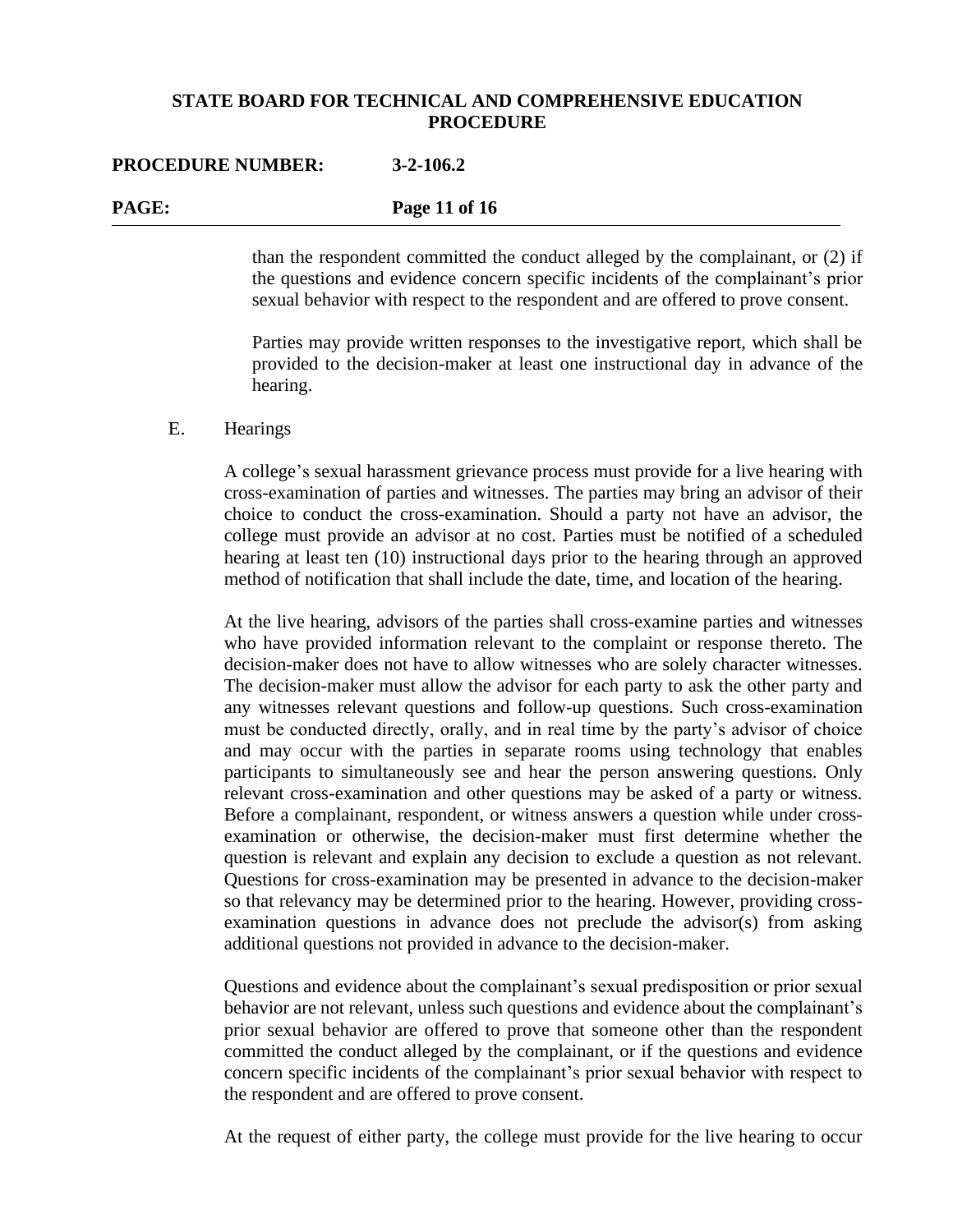than the respondent committed the conduct alleged by the complainant, or (2) if the questions and evidence concern specific incidents of the complainant's prior sexual behavior with respect to the respondent and are offered to prove consent.

Parties may provide written responses to the investigative report, which shall be provided to the decision-maker at least one instructional day in advance of the hearing.

E. Hearings

A college's sexual harassment grievance process must provide for a live hearing with cross-examination of parties and witnesses. The parties may bring an advisor of their choice to conduct the cross-examination. Should a party not have an advisor, the college must provide an advisor at no cost. Parties must be notified of a scheduled hearing at least ten (10) instructional days prior to the hearing through an approved method of notification that shall include the date, time, and location of the hearing.

At the live hearing, advisors of the parties shall cross-examine parties and witnesses who have provided information relevant to the complaint or response thereto. The decision-maker does not have to allow witnesses who are solely character witnesses. The decision-maker must allow the advisor for each party to ask the other party and any witnesses relevant questions and follow-up questions. Such cross-examination must be conducted directly, orally, and in real time by the party's advisor of choice and may occur with the parties in separate rooms using technology that enables participants to simultaneously see and hear the person answering questions. Only relevant cross-examination and other questions may be asked of a party or witness. Before a complainant, respondent, or witness answers a question while under cross-examination or otherwise, the decision-maker must first determine whether the question is relevant and explain any decision to exclude a question as not relevant. Questions for cross-examination may be presented in advance to the decision-maker so that relevancy may be determined prior to the hearing. However, providing cross-examination questions in advance does not preclude the advisor(s) from asking additional questions not provided in advance to the decision-maker.

Questions and evidence about the complainant's sexual predisposition or prior sexual behavior are not relevant, unless such questions and evidence about the complainant's prior sexual behavior are offered to prove that someone other than the respondent committed the conduct alleged by the complainant, or if the questions and evidence concern specific incidents of the complainant's prior sexual behavior with respect to the respondent and are offered to prove consent.

At the request of either party, the college must provide for the live hearing to occur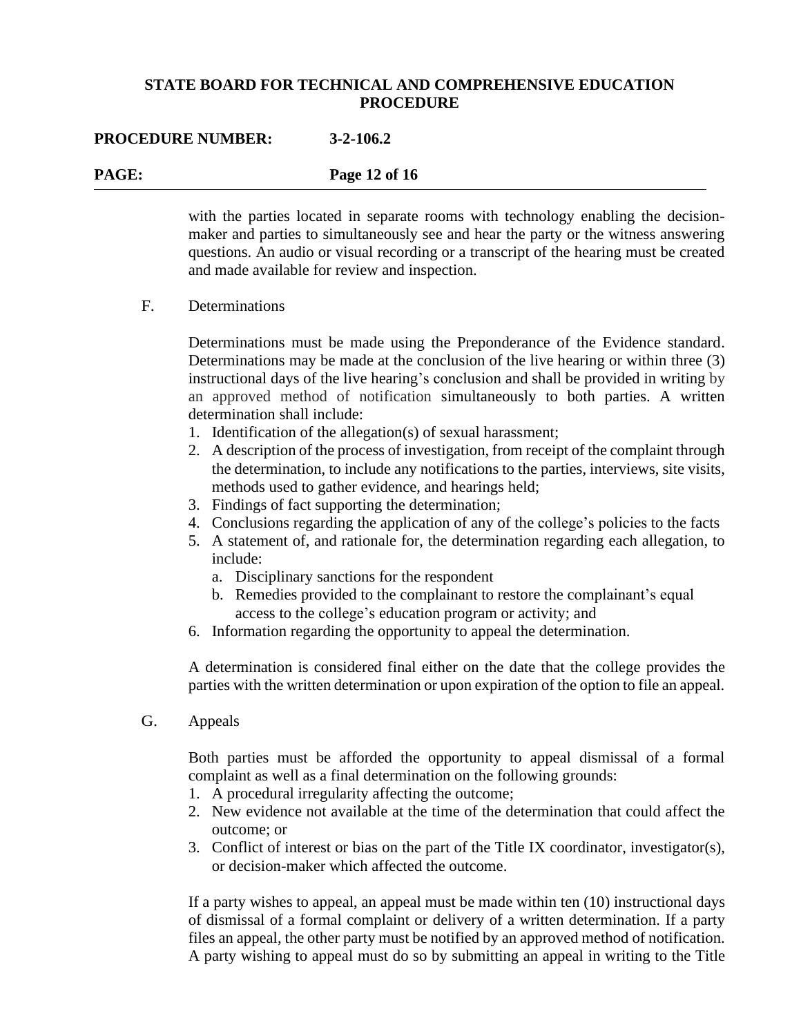with the parties located in separate rooms with technology enabling the decision-maker and parties to simultaneously see and hear the party or the witness answering questions. An audio or visual recording or a transcript of the hearing must be created and made available for review and inspection.

F. Determinations

Determinations must be made using the Preponderance of the Evidence standard. Determinations may be made at the conclusion of the live hearing or within three (3) instructional days of the live hearing's conclusion and shall be provided in writing by an approved method of notification simultaneously to both parties. A written determination shall include:

1. Identification of the allegation(s) of sexual harassment;
2. A description of the process of investigation, from receipt of the complaint through the determination, to include any notifications to the parties, interviews, site visits, methods used to gather evidence, and hearings held;
3. Findings of fact supporting the determination;
4. Conclusions regarding the application of any of the college's policies to the facts
5. A statement of, and rationale for, the determination regarding each allegation, to include:
   a. Disciplinary sanctions for the respondent
   b. Remedies provided to the complainant to restore the complainant's equal access to the college's education program or activity; and
6. Information regarding the opportunity to appeal the determination.

A determination is considered final either on the date that the college provides the parties with the written determination or upon expiration of the option to file an appeal.

G. Appeals

Both parties must be afforded the opportunity to appeal dismissal of a formal complaint as well as a final determination on the following grounds:

1. A procedural irregularity affecting the outcome;
2. New evidence not available at the time of the determination that could affect the outcome; or
3. Conflict of interest or bias on the part of the Title IX coordinator, investigator(s), or decision-maker which affected the outcome.

If a party wishes to appeal, an appeal must be made within ten (10) instructional days of dismissal of a formal complaint or delivery of a written determination. If a party files an appeal, the other party must be notified by an approved method of notification. A party wishing to appeal must do so by submitting an appeal in writing to the Title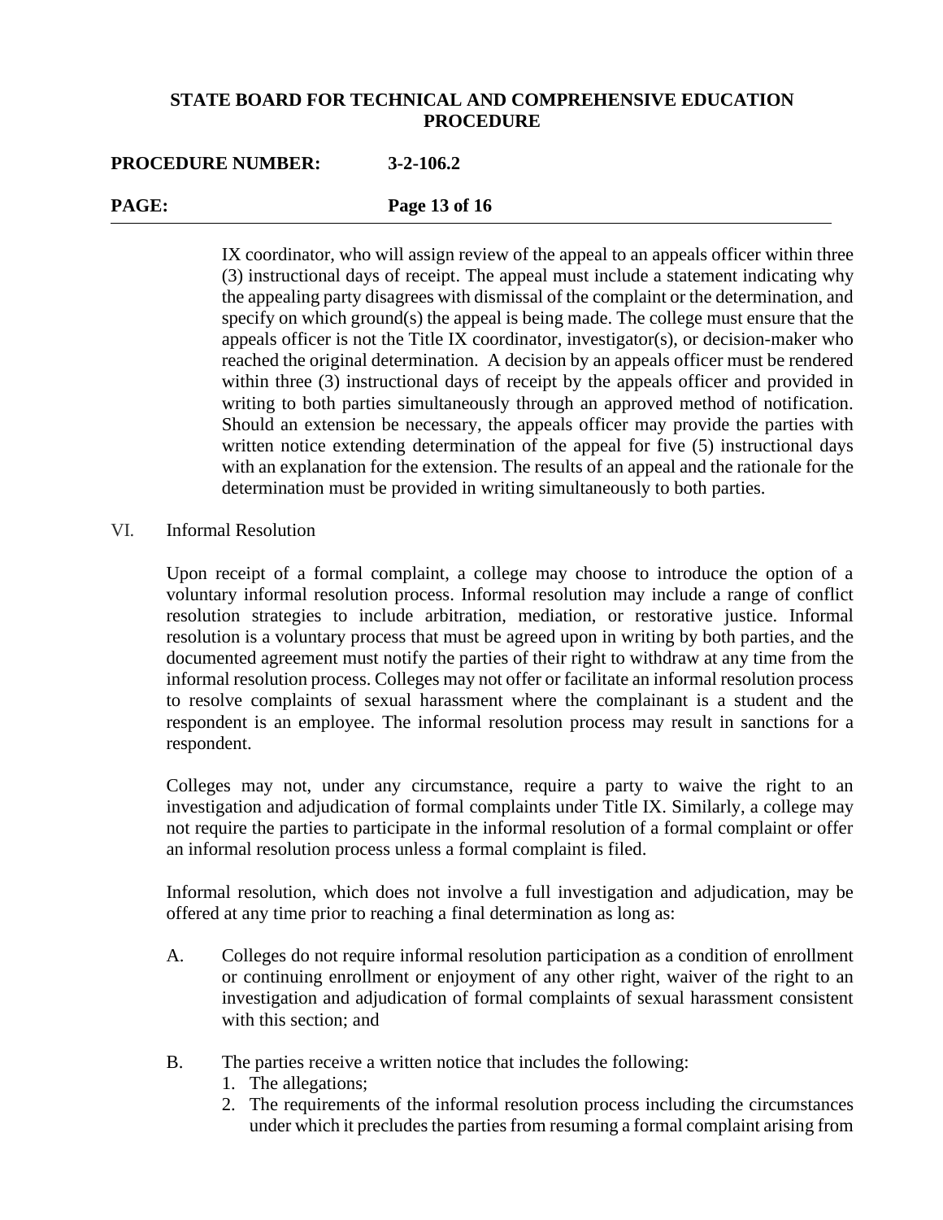IX coordinator, who will assign review of the appeal to an appeals officer within three (3) instructional days of receipt. The appeal must include a statement indicating why the appealing party disagrees with dismissal of the complaint or the determination, and specify on which ground(s) the appeal is being made. The college must ensure that the appeals officer is not the Title IX coordinator, investigator(s), or decision-maker who reached the original determination. A decision by an appeals officer must be rendered within three (3) instructional days of receipt by the appeals officer and provided in writing to both parties simultaneously through an approved method of notification. Should an extension be necessary, the appeals officer may provide the parties with written notice extending determination of the appeal for five (5) instructional days with an explanation for the extension. The results of an appeal and the rationale for the determination must be provided in writing simultaneously to both parties.

VI. Informal Resolution

Upon receipt of a formal complaint, a college may choose to introduce the option of a voluntary informal resolution process. Informal resolution may include a range of conflict resolution strategies to include arbitration, mediation, or restorative justice. Informal resolution is a voluntary process that must be agreed upon in writing by both parties, and the documented agreement must notify the parties of their right to withdraw at any time from the informal resolution process. Colleges may not offer or facilitate an informal resolution process to resolve complaints of sexual harassment where the complainant is a student and the respondent is an employee. The informal resolution process may result in sanctions for a respondent.

Colleges may not, under any circumstance, require a party to waive the right to an investigation and adjudication of formal complaints under Title IX. Similarly, a college may not require the parties to participate in the informal resolution of a formal complaint or offer an informal resolution process unless a formal complaint is filed.

Informal resolution, which does not involve a full investigation and adjudication, may be offered at any time prior to reaching a final determination as long as:

A. Colleges do not require informal resolution participation as a condition of enrollment or continuing enrollment or enjoyment of any other right, waiver of the right to an investigation and adjudication of formal complaints of sexual harassment consistent with this section; and

B. The parties receive a written notice that includes the following:
   1. The allegations;
   2. The requirements of the informal resolution process including the circumstances under which it precludes the parties from resuming a formal complaint arising from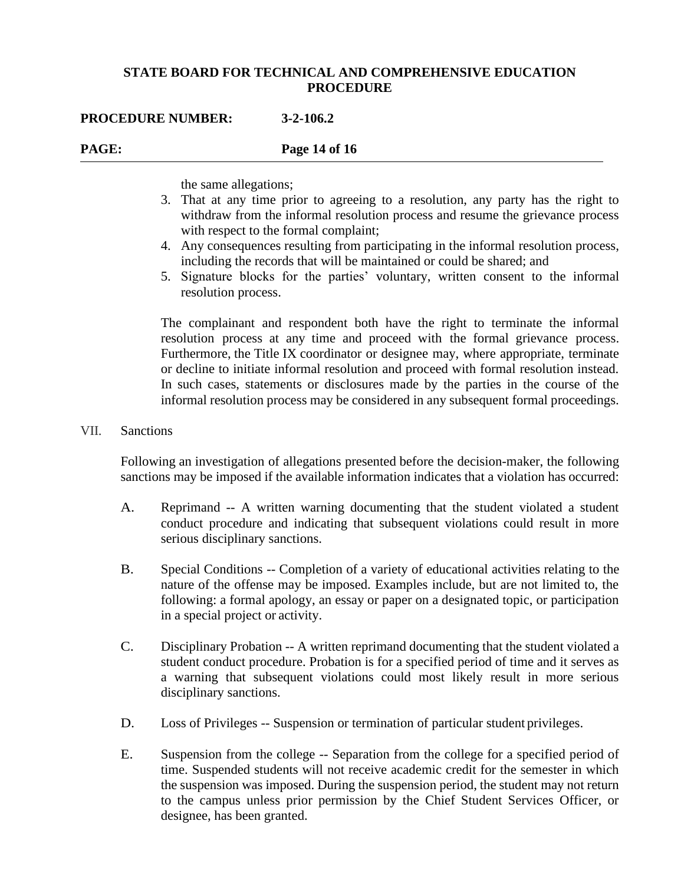the same allegations;

3. That at any time prior to agreeing to a resolution, any party has the right to withdraw from the informal resolution process and resume the grievance process with respect to the formal complaint;
4. Any consequences resulting from participating in the informal resolution process, including the records that will be maintained or could be shared; and
5. Signature blocks for the parties' voluntary, written consent to the informal resolution process.

The complainant and respondent both have the right to terminate the informal resolution process at any time and proceed with the formal grievance process. Furthermore, the Title IX coordinator or designee may, where appropriate, terminate or decline to initiate informal resolution and proceed with formal resolution instead. In such cases, statements or disclosures made by the parties in the course of the informal resolution process may be considered in any subsequent formal proceedings.

## VII. Sanctions

Following an investigation of allegations presented before the decision-maker, the following sanctions may be imposed if the available information indicates that a violation has occurred:

A. Reprimand -- A written warning documenting that the student violated a student conduct procedure and indicating that subsequent violations could result in more serious disciplinary sanctions.

B. Special Conditions -- Completion of a variety of educational activities relating to the nature of the offense may be imposed. Examples include, but are not limited to, the following: a formal apology, an essay or paper on a designated topic, or participation in a special project or activity.

C. Disciplinary Probation -- A written reprimand documenting that the student violated a student conduct procedure. Probation is for a specified period of time and it serves as a warning that subsequent violations could most likely result in more serious disciplinary sanctions.

D. Loss of Privileges -- Suspension or termination of particular student privileges.

E. Suspension from the college -- Separation from the college for a specified period of time. Suspended students will not receive academic credit for the semester in which the suspension was imposed. During the suspension period, the student may not return to the campus unless prior permission by the Chief Student Services Officer, or designee, has been granted.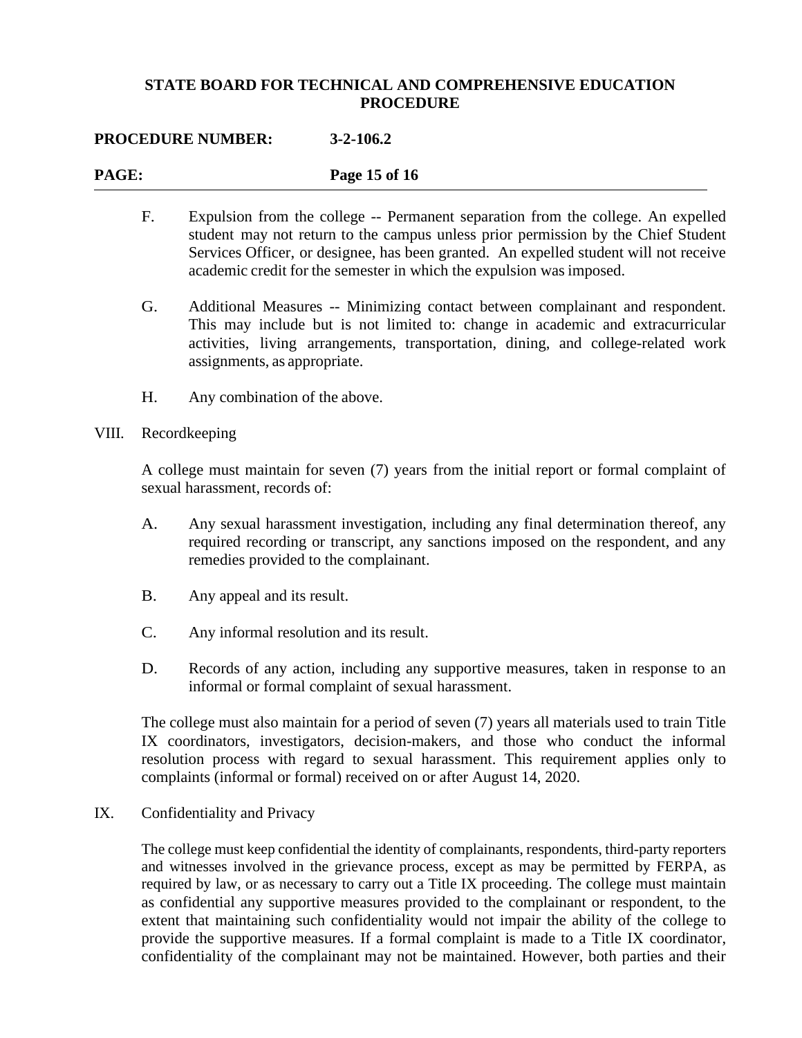F. Expulsion from the college -- Permanent separation from the college. An expelled student may not return to the campus unless prior permission by the Chief Student Services Officer, or designee, has been granted. An expelled student will not receive academic credit for the semester in which the expulsion was imposed.

G. Additional Measures -- Minimizing contact between complainant and respondent. This may include but is not limited to: change in academic and extracurricular activities, living arrangements, transportation, dining, and college-related work assignments, as appropriate.

H. Any combination of the above.

VIII. Recordkeeping

A college must maintain for seven (7) years from the initial report or formal complaint of sexual harassment, records of:

A. Any sexual harassment investigation, including any final determination thereof, any required recording or transcript, any sanctions imposed on the respondent, and any remedies provided to the complainant.

B. Any appeal and its result.

C. Any informal resolution and its result.

D. Records of any action, including any supportive measures, taken in response to an informal or formal complaint of sexual harassment.

The college must also maintain for a period of seven (7) years all materials used to train Title IX coordinators, investigators, decision-makers, and those who conduct the informal resolution process with regard to sexual harassment. This requirement applies only to complaints (informal or formal) received on or after August 14, 2020.

IX. Confidentiality and Privacy

The college must keep confidential the identity of complainants, respondents, third-party reporters and witnesses involved in the grievance process, except as may be permitted by FERPA, as required by law, or as necessary to carry out a Title IX proceeding. The college must maintain as confidential any supportive measures provided to the complainant or respondent, to the extent that maintaining such confidentiality would not impair the ability of the college to provide the supportive measures. If a formal complaint is made to a Title IX coordinator, confidentiality of the complainant may not be maintained. However, both parties and their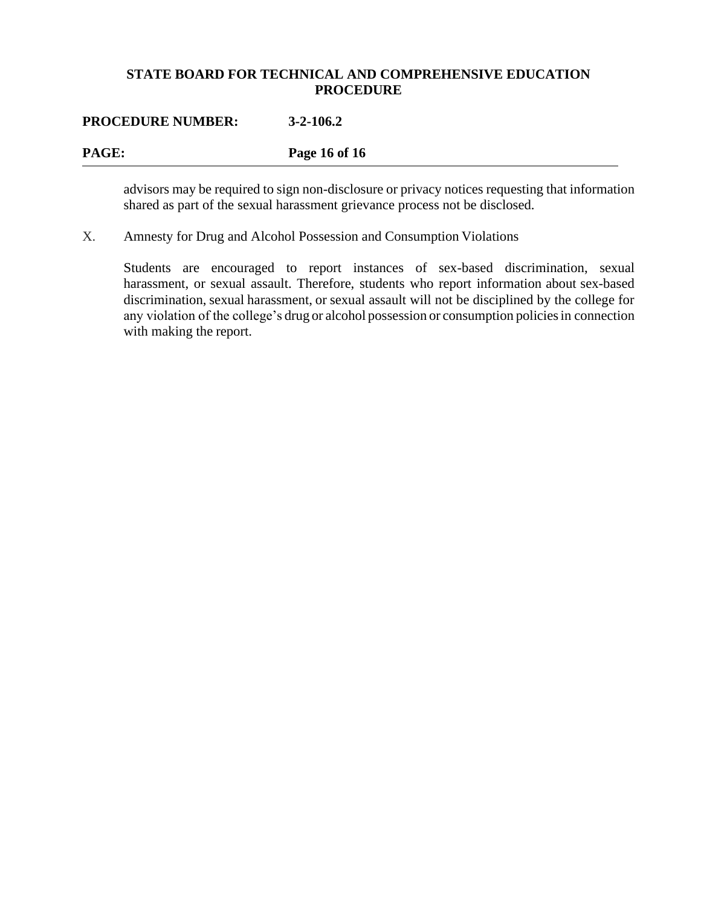advisors may be required to sign non-disclosure or privacy notices requesting that information shared as part of the sexual harassment grievance process not be disclosed.

X. Amnesty for Drug and Alcohol Possession and Consumption Violations

Students are encouraged to report instances of sex-based discrimination, sexual harassment, or sexual assault. Therefore, students who report information about sex-based discrimination, sexual harassment, or sexual assault will not be disciplined by the college for any violation of the college's drug or alcohol possession or consumption policies in connection with making the report.